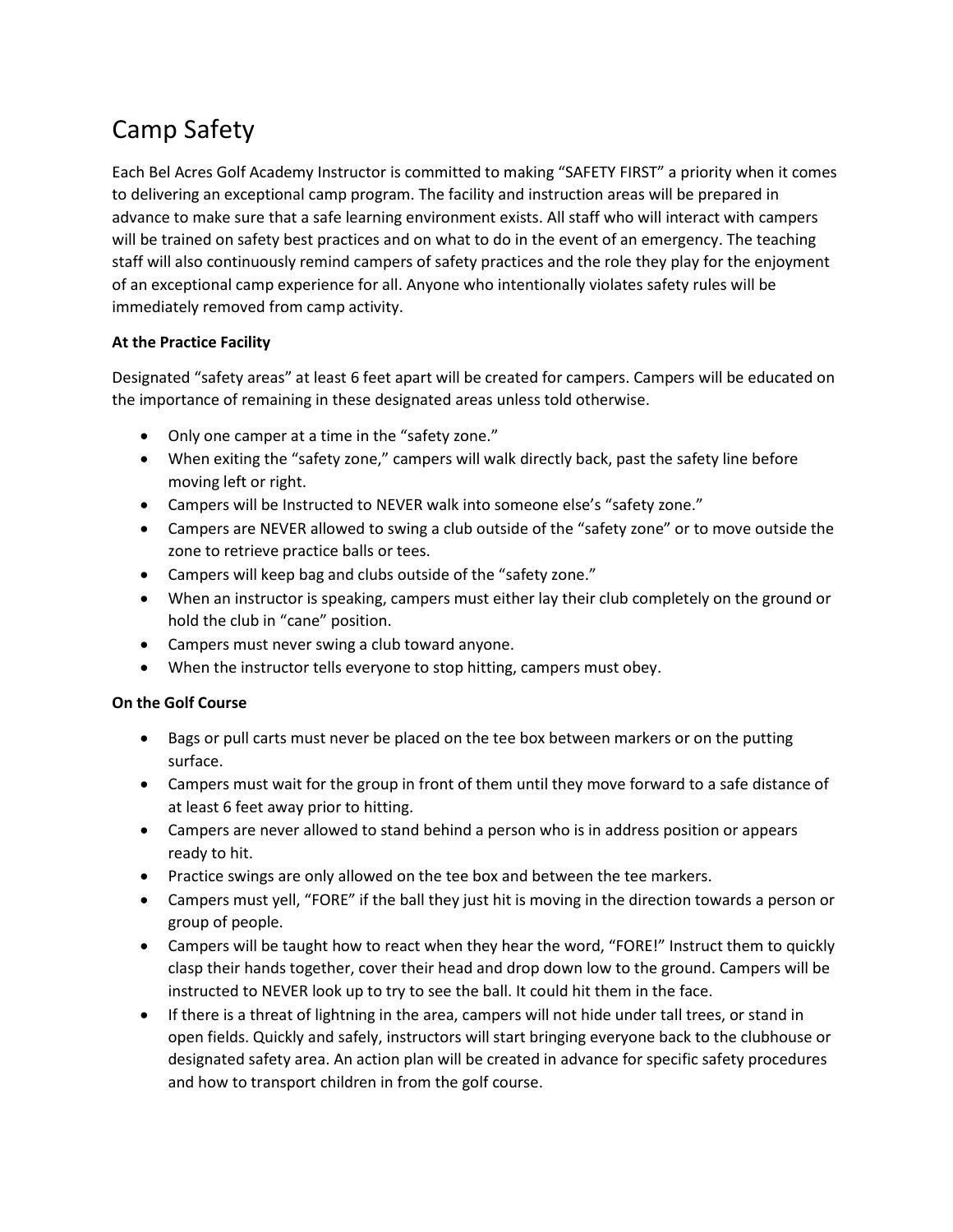# Camp Safety

Each Bel Acres Golf Academy Instructor is committed to making "SAFETY FIRST" a priority when it comes to delivering an exceptional camp program. The facility and instruction areas will be prepared in advance to make sure that a safe learning environment exists. All staff who will interact with campers will be trained on safety best practices and on what to do in the event of an emergency. The teaching staff will also continuously remind campers of safety practices and the role they play for the enjoyment of an exceptional camp experience for all. Anyone who intentionally violates safety rules will be immediately removed from camp activity.

**At the Practice Facility**

Designated "safety areas" at least 6 feet apart will be created for campers. Campers will be educated on the importance of remaining in these designated areas unless told otherwise.

- Only one camper at a time in the "safety zone."
- When exiting the "safety zone," campers will walk directly back, past the safety line before moving left or right.
- Campers will be Instructed to NEVER walk into someone else's "safety zone."
- Campers are NEVER allowed to swing a club outside of the "safety zone" or to move outside the zone to retrieve practice balls or tees.
- Campers will keep bag and clubs outside of the "safety zone."
- When an instructor is speaking, campers must either lay their club completely on the ground or hold the club in "cane" position.
- Campers must never swing a club toward anyone.
- When the instructor tells everyone to stop hitting, campers must obey.

**On the Golf Course**

- Bags or pull carts must never be placed on the tee box between markers or on the putting surface.
- Campers must wait for the group in front of them until they move forward to a safe distance of at least 6 feet away prior to hitting.
- Campers are never allowed to stand behind a person who is in address position or appears ready to hit.
- Practice swings are only allowed on the tee box and between the tee markers.
- Campers must yell, "FORE" if the ball they just hit is moving in the direction towards a person or group of people.
- Campers will be taught how to react when they hear the word, "FORE!" Instruct them to quickly clasp their hands together, cover their head and drop down low to the ground. Campers will be instructed to NEVER look up to try to see the ball. It could hit them in the face.
- If there is a threat of lightning in the area, campers will not hide under tall trees, or stand in open fields. Quickly and safely, instructors will start bringing everyone back to the clubhouse or designated safety area. An action plan will be created in advance for specific safety procedures and how to transport children in from the golf course.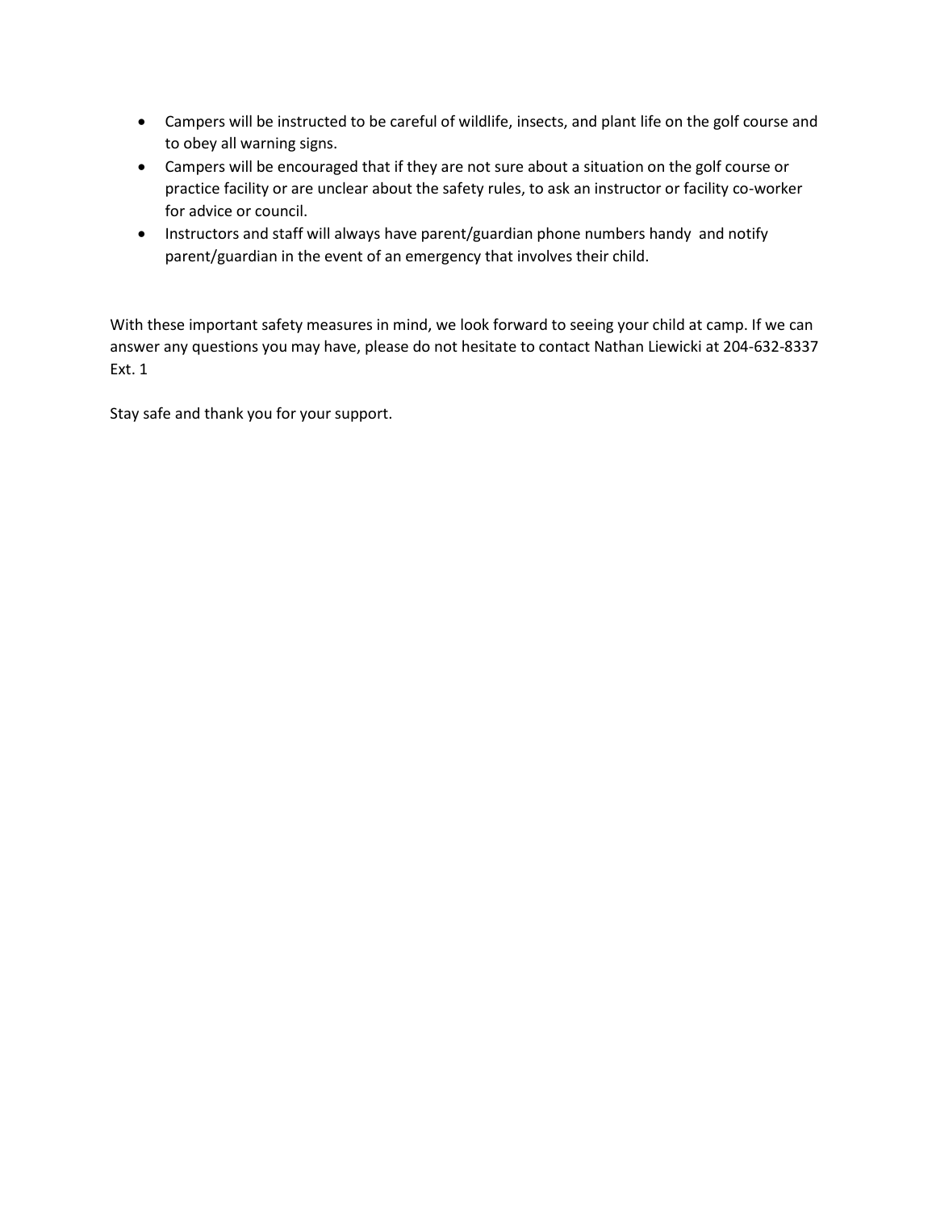- Campers will be instructed to be careful of wildlife, insects, and plant life on the golf course and to obey all warning signs.
- Campers will be encouraged that if they are not sure about a situation on the golf course or practice facility or are unclear about the safety rules, to ask an instructor or facility co-worker for advice or council.
- Instructors and staff will always have parent/guardian phone numbers handy and notify parent/guardian in the event of an emergency that involves their child.

With these important safety measures in mind, we look forward to seeing your child at camp. If we can answer any questions you may have, please do not hesitate to contact Nathan Liewicki at 204-632-8337 Ext. 1

Stay safe and thank you for your support.